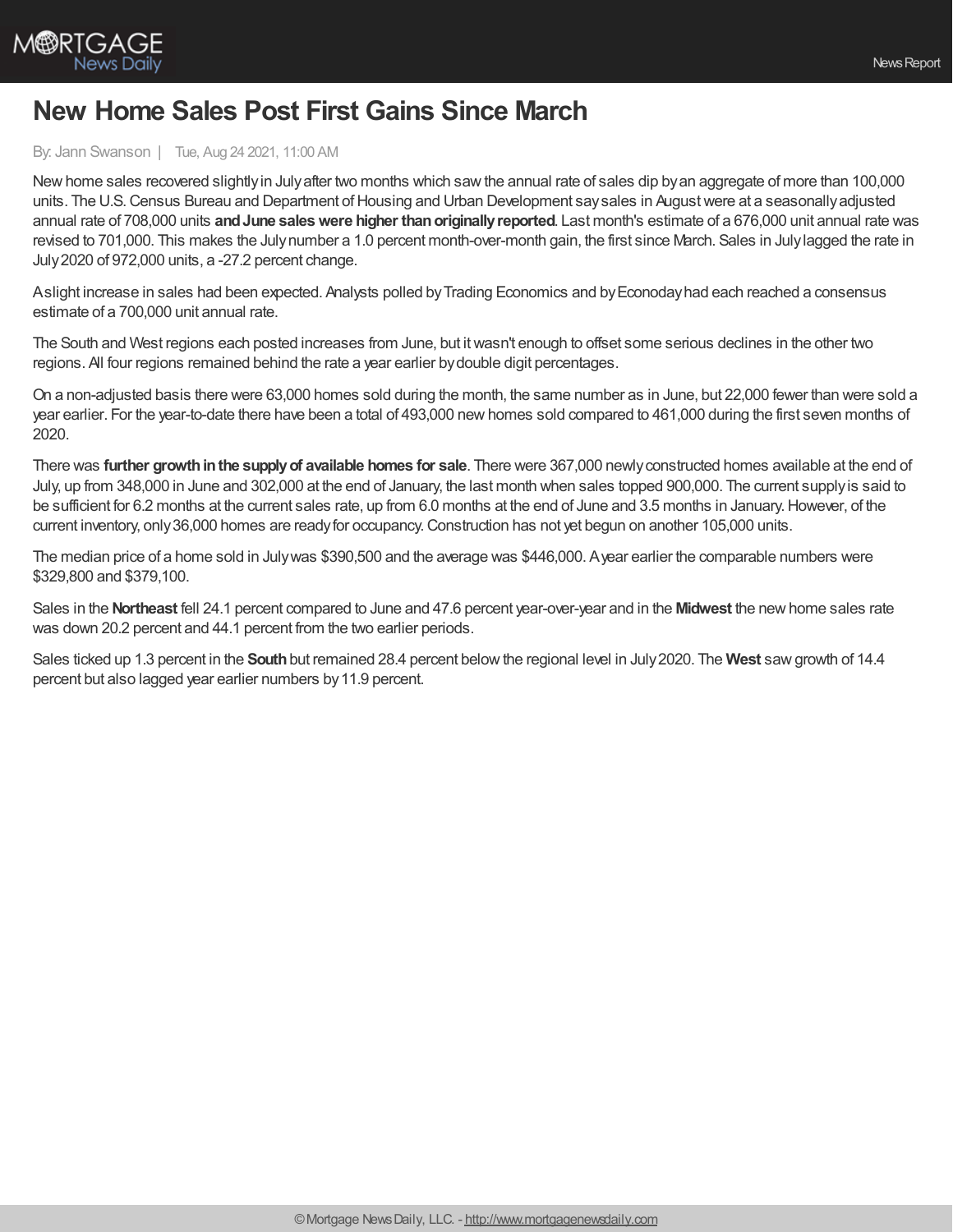# New Home Sales Post First Gains Since March

By: Jann Swanson | Tue, Aug 24 2021, 11:00 AM

New home sales recovered slightly in July after two months which saw the annual rate of sales dip by an aggregate of more than 100,000 units. The U.S. Census Bureau and Department of Housing and Urban Development say sales in August were at a seasonally adjusted annual rate of 708,000 units **and June sales were higher than originally reported**. Last month's estimate of a 676,000 unit annual rate was revised to 701,000. This makes the July number a 1.0 percent month-over-month gain, the first since March. Sales in July lagged the rate in July 2020 of 972,000 units, a -27.2 percent change.

A slight increase in sales had been expected. Analysts polled by Trading Economics and by Econoday had each reached a consensus estimate of a 700,000 unit annual rate.

The South and West regions each posted increases from June, but it wasn't enough to offset some serious declines in the other two regions. All four regions remained behind the rate a year earlier by double digit percentages.

On a non-adjusted basis there were 63,000 homes sold during the month, the same number as in June, but 22,000 fewer than were sold a year earlier. For the year-to-date there have been a total of 493,000 new homes sold compared to 461,000 during the first seven months of 2020.

There was **further growth in the supply of available homes for sale**. There were 367,000 newly constructed homes available at the end of July, up from 348,000 in June and 302,000 at the end of January, the last month when sales topped 900,000. The current supply is said to be sufficient for 6.2 months at the current sales rate, up from 6.0 months at the end of June and 3.5 months in January. However, of the current inventory, only 36,000 homes are ready for occupancy. Construction has not yet begun on another 105,000 units.

The median price of a home sold in July was $390,500 and the average was $446,000. A year earlier the comparable numbers were $329,800 and $379,100.

Sales in the **Northeast** fell 24.1 percent compared to June and 47.6 percent year-over-year and in the **Midwest** the new home sales rate was down 20.2 percent and 44.1 percent from the two earlier periods.

Sales ticked up 1.3 percent in the **South** but remained 28.4 percent below the regional level in July 2020. The **West** saw growth of 14.4 percent but also lagged year earlier numbers by 11.9 percent.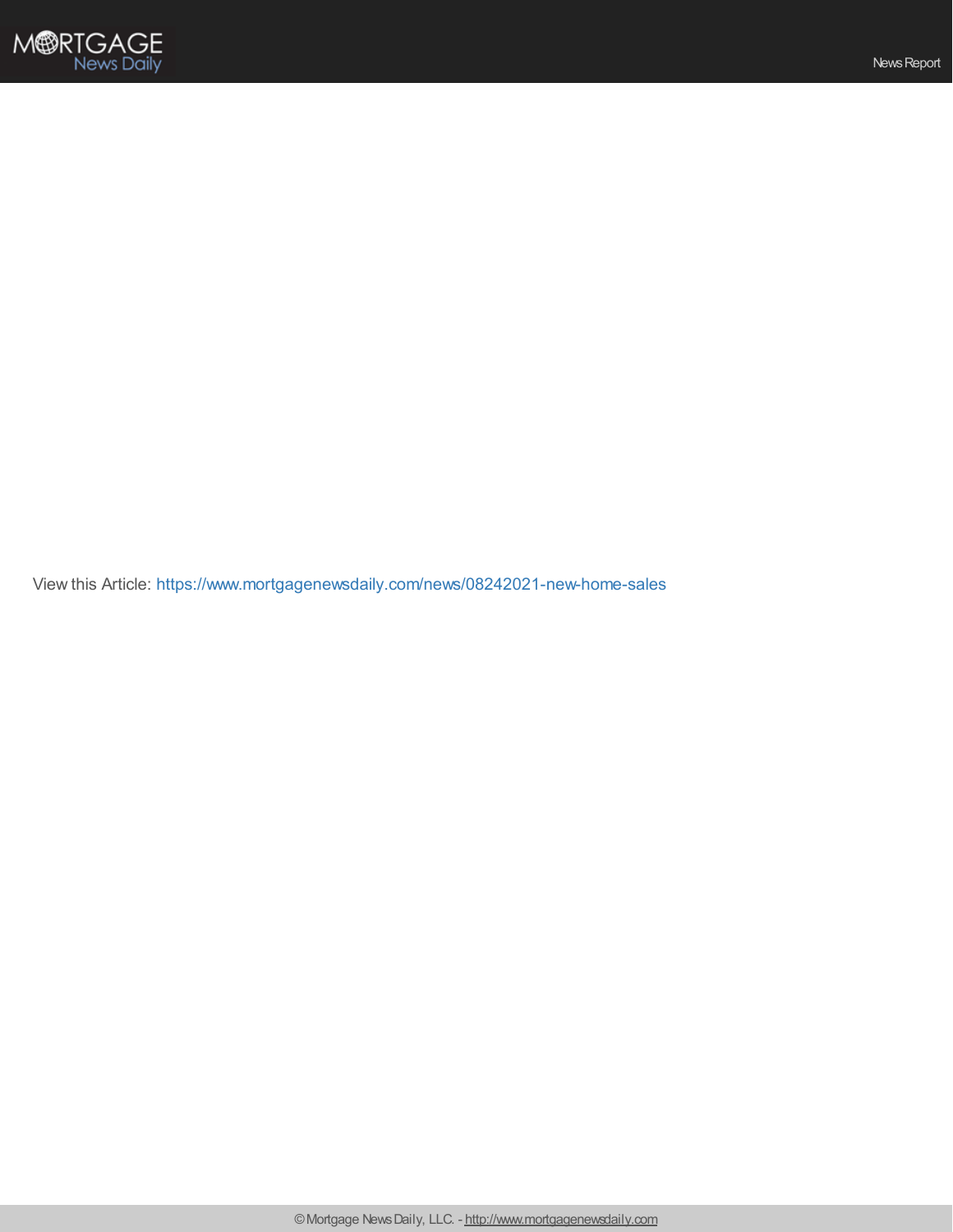View this Article: https://www.mortgagenewsdaily.com/news/08242021-new-home-sales